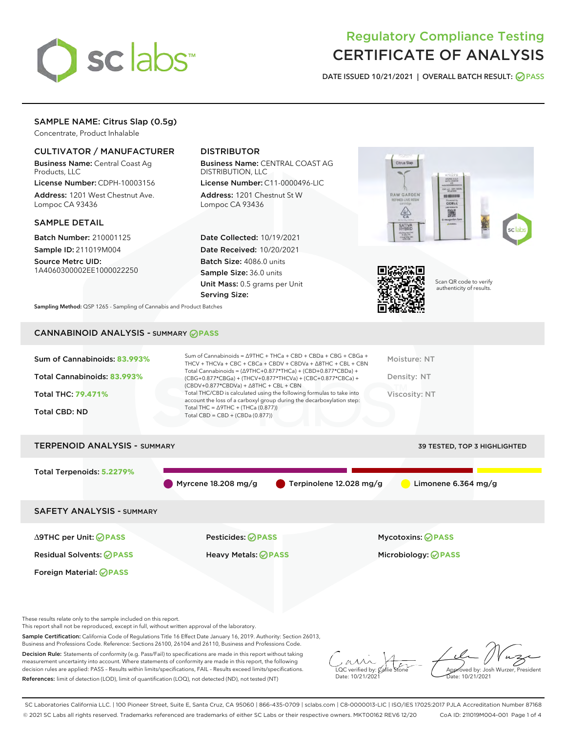# Regulatory Compliance Testing
# CERTIFICATE OF ANALYSIS

DATE ISSUED 10/21/2021 | OVERALL BATCH RESULT: PASS

## SAMPLE NAME: Citrus Slap (0.5g)

Concentrate, Product Inhalable

### CULTIVATOR / MANUFACTURER

**Business Name:** Central Coast Ag Products, LLC
**License Number:** CDPH-10003156
**Address:** 1201 West Chestnut Ave. Lompoc CA 93436

### DISTRIBUTOR

**Business Name:** CENTRAL COAST AG DISTRIBUTION, LLC
**License Number:** C11-0000496-LIC
**Address:** 1201 Chestnut St W Lompoc CA 93436

### SAMPLE DETAIL

**Batch Number:** 210001125
**Sample ID:** 211019M004
**Source Metrc UID:** 1A4060300002EE1000022250

**Date Collected:** 10/19/2021
**Date Received:** 10/20/2021
**Batch Size:** 4086.0 units
**Sample Size:** 36.0 units
**Unit Mass:** 0.5 grams per Unit
**Serving Size:**

Scan QR code to verify authenticity of results.

**Sampling Method:** QSP 1265 - Sampling of Cannabis and Product Batches

## CANNABINOID ANALYSIS - SUMMARY PASS

Sum of Cannabinoids: **83.993%**
Total Cannabinoids: **83.993%**
Total THC: **79.471%**
Total CBD: ND

Sum of Cannabinoids = Δ9THC + THCa + CBD + CBDa + CBG + CBGa + THCV + THCVa + CBC + CBCa + CBDV + CBDVa + Δ8THC + CBL + CBN
Total Cannabinoids = (Δ9THC+0.877*THCa) + (CBD+0.877*CBDa) + (CBG+0.877*CBGa) + (THCV+0.877*THCVa) + (CBC+0.877*CBCa) + (CBDV+0.877*CBDVa) + Δ8THC + CBL + CBN
Total THC/CBD is calculated using the following formulas to take into account the loss of a carboxyl group during the decarboxylation step:
Total THC = Δ9THC + (THCa (0.877))
Total CBD = CBD + (CBDa (0.877))

Moisture: NT
Density: NT
Viscosity: NT

## TERPENOID ANALYSIS - SUMMARY

39 TESTED, TOP 3 HIGHLIGHTED

Total Terpenoids: **5.2279%**

Myrcene 18.208 mg/g | Terpinolene 12.028 mg/g | Limonene 6.364 mg/g

## SAFETY ANALYSIS - SUMMARY

| | | |
|---|---|---|
| Δ9THC per Unit: PASS | Pesticides: PASS | Mycotoxins: PASS |
| Residual Solvents: PASS | Heavy Metals: PASS | Microbiology: PASS |
| Foreign Material: PASS | | |

These results relate only to the sample included on this report.
This report shall not be reproduced, except in full, without written approval of the laboratory.

**Sample Certification:** California Code of Regulations Title 16 Effect Date January 16, 2019. Authority: Section 26013, Business and Professions Code. Reference: Sections 26100, 26104 and 26110, Business and Professions Code.

**Decision Rule:** Statements of conformity (e.g. Pass/Fail) to specifications are made in this report without taking measurement uncertainty into account. Where statements of conformity are made in this report, the following decision rules are applied: PASS – Results within limits/specifications, FAIL – Results exceed limits/specifications.

**References:** limit of detection (LOD), limit of quantification (LOQ), not detected (ND), not tested (NT)

LQC verified by: Callie Stone
Date: 10/21/2021

Approved by: Josh Wurzer, President
Date: 10/21/2021

SC Laboratories California LLC. | 100 Pioneer Street, Suite E, Santa Cruz, CA 95060 | 866-435-0709 | sclabs.com | C8-0000013-LIC | ISO/IES 17025:2017 PJLA Accreditation Number 87168
© 2021 SC Labs all rights reserved. Trademarks referenced are trademarks of either SC Labs or their respective owners. MKT00162 REV6 12/20 CoA ID: 211019M004-001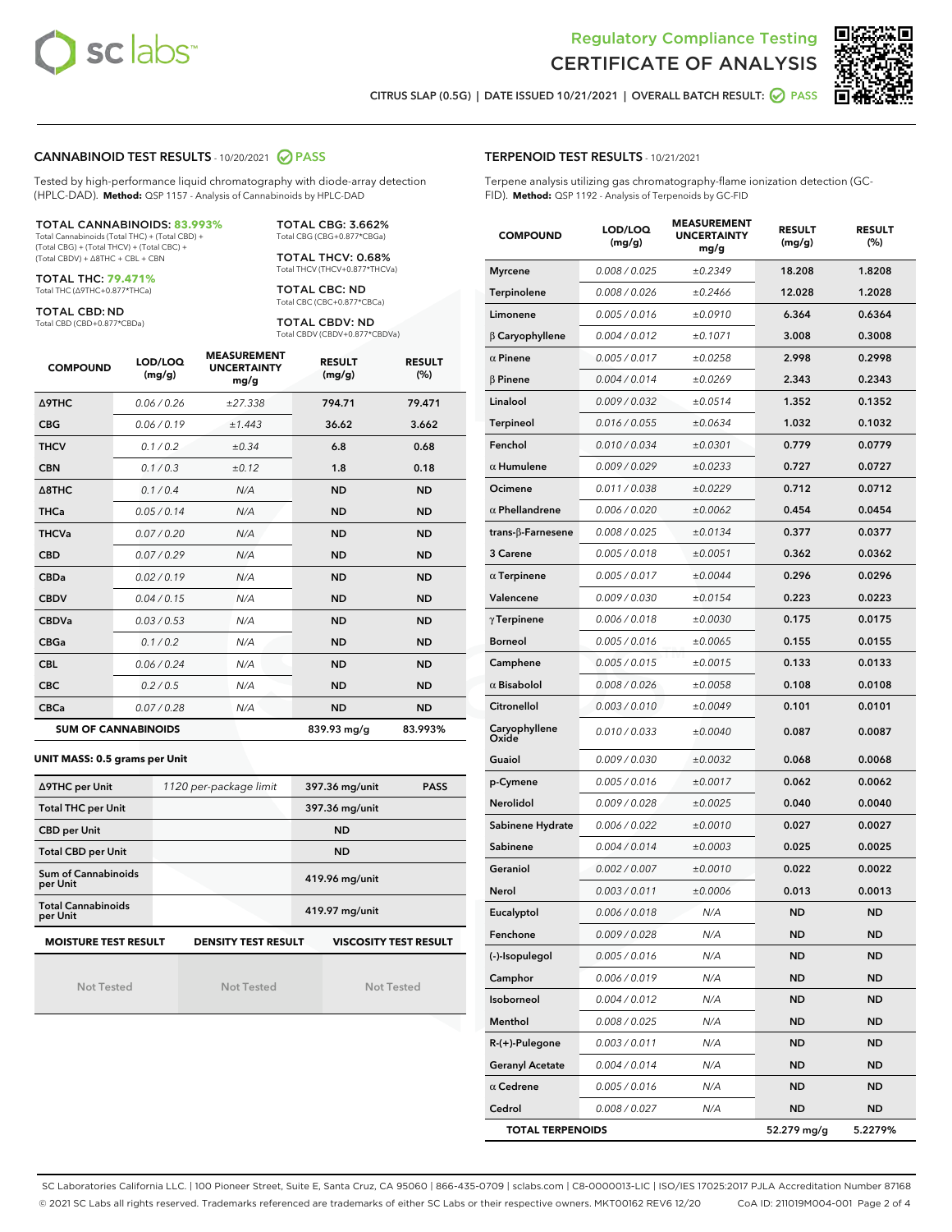Regulatory Compliance Testing

# CERTIFICATE OF ANALYSIS

CITRUS SLAP (0.5G) | DATE ISSUED 10/21/2021 | OVERALL BATCH RESULT: PASS

## CANNABINOID TEST RESULTS - 10/20/2021 PASS

Tested by high-performance liquid chromatography with diode-array detection (HPLC-DAD). **Method:** QSP 1157 - Analysis of Cannabinoids by HPLC-DAD

**TOTAL CANNABINOIDS: 83.993%**
Total Cannabinoids (Total THC) + (Total CBD) + (Total CBG) + (Total THCV) + (Total CBC) + (Total CBDV) + Δ8THC + CBL + CBN

**TOTAL THC: 79.471%**
Total THC (Δ9THC+0.877*THCa)

**TOTAL CBD: ND**
Total CBD (CBD+0.877*CBDa)

**TOTAL CBG: 3.662%**
Total CBG (CBG+0.877*CBGa)

**TOTAL THCV: 0.68%**
Total THCV (THCV+0.877*THCVa)

**TOTAL CBC: ND**
Total CBC (CBC+0.877*CBCa)

**TOTAL CBDV: ND**
Total CBDV (CBDV+0.877*CBDVa)

| COMPOUND | LOD/LOQ (mg/g) | MEASUREMENT UNCERTAINTY mg/g | RESULT (mg/g) | RESULT (%) |
|---|---|---|---|---|
| Δ9THC | 0.06 / 0.26 | ±27.338 | 794.71 | 79.471 |
| CBG | 0.06 / 0.19 | ±1.443 | 36.62 | 3.662 |
| THCV | 0.1 / 0.2 | ±0.34 | 6.8 | 0.68 |
| CBN | 0.1 / 0.3 | ±0.12 | 1.8 | 0.18 |
| Δ8THC | 0.1 / 0.4 | N/A | ND | ND |
| THCa | 0.05 / 0.14 | N/A | ND | ND |
| THCVa | 0.07 / 0.20 | N/A | ND | ND |
| CBD | 0.07 / 0.29 | N/A | ND | ND |
| CBDa | 0.02 / 0.19 | N/A | ND | ND |
| CBDV | 0.04 / 0.15 | N/A | ND | ND |
| CBDVa | 0.03 / 0.53 | N/A | ND | ND |
| CBGa | 0.1 / 0.2 | N/A | ND | ND |
| CBL | 0.06 / 0.24 | N/A | ND | ND |
| CBC | 0.2 / 0.5 | N/A | ND | ND |
| CBCa | 0.07 / 0.28 | N/A | ND | ND |
| **SUM OF CANNABINOIDS** | | | 839.93 mg/g | 83.993% |

**UNIT MASS: 0.5 grams per Unit**

| | | | |
|---|---|---|---|
| Δ9THC per Unit | 1120 per-package limit | 397.36 mg/unit | PASS |
| Total THC per Unit | | 397.36 mg/unit | |
| CBD per Unit | | ND | |
| Total CBD per Unit | | ND | |
| Sum of Cannabinoids per Unit | | 419.96 mg/unit | |
| Total Cannabinoids per Unit | | 419.97 mg/unit | |

| MOISTURE TEST RESULT | DENSITY TEST RESULT | VISCOSITY TEST RESULT |
|---|---|---|
| Not Tested | Not Tested | Not Tested |

## TERPENOID TEST RESULTS - 10/21/2021

Terpene analysis utilizing gas chromatography-flame ionization detection (GC-FID). **Method:** QSP 1192 - Analysis of Terpenoids by GC-FID

| COMPOUND | LOD/LOQ (mg/g) | MEASUREMENT UNCERTAINTY mg/g | RESULT (mg/g) | RESULT (%) |
|---|---|---|---|---|
| Myrcene | 0.008 / 0.025 | ±0.2349 | 18.208 | 1.8208 |
| Terpinolene | 0.008 / 0.026 | ±0.2466 | 12.028 | 1.2028 |
| Limonene | 0.005 / 0.016 | ±0.0910 | 6.364 | 0.6364 |
| β Caryophyllene | 0.004 / 0.012 | ±0.1071 | 3.008 | 0.3008 |
| α Pinene | 0.005 / 0.017 | ±0.0258 | 2.998 | 0.2998 |
| β Pinene | 0.004 / 0.014 | ±0.0269 | 2.343 | 0.2343 |
| Linalool | 0.009 / 0.032 | ±0.0514 | 1.352 | 0.1352 |
| Terpineol | 0.016 / 0.055 | ±0.0634 | 1.032 | 0.1032 |
| Fenchol | 0.010 / 0.034 | ±0.0301 | 0.779 | 0.0779 |
| α Humulene | 0.009 / 0.029 | ±0.0233 | 0.727 | 0.0727 |
| Ocimene | 0.011 / 0.038 | ±0.0229 | 0.712 | 0.0712 |
| α Phellandrene | 0.006 / 0.020 | ±0.0062 | 0.454 | 0.0454 |
| trans-β-Farnesene | 0.008 / 0.025 | ±0.0134 | 0.377 | 0.0377 |
| 3 Carene | 0.005 / 0.018 | ±0.0051 | 0.362 | 0.0362 |
| α Terpinene | 0.005 / 0.017 | ±0.0044 | 0.296 | 0.0296 |
| Valencene | 0.009 / 0.030 | ±0.0154 | 0.223 | 0.0223 |
| γ Terpinene | 0.006 / 0.018 | ±0.0030 | 0.175 | 0.0175 |
| Borneol | 0.005 / 0.016 | ±0.0065 | 0.155 | 0.0155 |
| Camphene | 0.005 / 0.015 | ±0.0015 | 0.133 | 0.0133 |
| α Bisabolol | 0.008 / 0.026 | ±0.0058 | 0.108 | 0.0108 |
| Citronellol | 0.003 / 0.010 | ±0.0049 | 0.101 | 0.0101 |
| Caryophyllene Oxide | 0.010 / 0.033 | ±0.0040 | 0.087 | 0.0087 |
| Guaiol | 0.009 / 0.030 | ±0.0032 | 0.068 | 0.0068 |
| p-Cymene | 0.005 / 0.016 | ±0.0017 | 0.062 | 0.0062 |
| Nerolidol | 0.009 / 0.028 | ±0.0025 | 0.040 | 0.0040 |
| Sabinene Hydrate | 0.006 / 0.022 | ±0.0010 | 0.027 | 0.0027 |
| Sabinene | 0.004 / 0.014 | ±0.0003 | 0.025 | 0.0025 |
| Geraniol | 0.002 / 0.007 | ±0.0010 | 0.022 | 0.0022 |
| Nerol | 0.003 / 0.011 | ±0.0006 | 0.013 | 0.0013 |
| Eucalyptol | 0.006 / 0.018 | N/A | ND | ND |
| Fenchone | 0.009 / 0.028 | N/A | ND | ND |
| (-)-Isopulegol | 0.005 / 0.016 | N/A | ND | ND |
| Camphor | 0.006 / 0.019 | N/A | ND | ND |
| Isoborneol | 0.004 / 0.012 | N/A | ND | ND |
| Menthol | 0.008 / 0.025 | N/A | ND | ND |
| R-(+)-Pulegone | 0.003 / 0.011 | N/A | ND | ND |
| Geranyl Acetate | 0.004 / 0.014 | N/A | ND | ND |
| α Cedrene | 0.005 / 0.016 | N/A | ND | ND |
| Cedrol | 0.008 / 0.027 | N/A | ND | ND |
| **TOTAL TERPENOIDS** | | | 52.279 mg/g | 5.2279% |

SC Laboratories California LLC. | 100 Pioneer Street, Suite E, Santa Cruz, CA 95060 | 866-435-0709 | sclabs.com | C8-0000013-LIC | ISO/IES 17025:2017 PJLA Accreditation Number 87168
© 2021 SC Labs all rights reserved. Trademarks referenced are trademarks of either SC Labs or their respective owners. MKT00162 REV6 12/20 CoA ID: 211019M004-001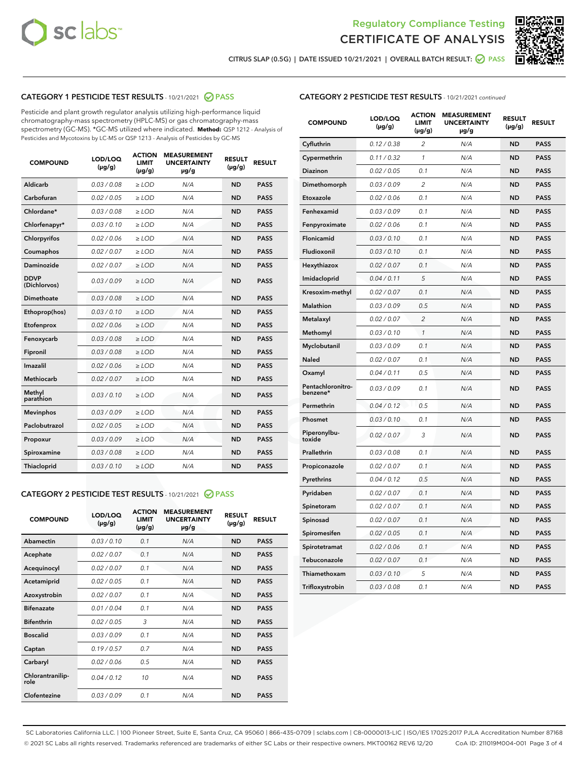CITRUS SLAP (0.5G) | DATE ISSUED 10/21/2021 | OVERALL BATCH RESULT: PASS

## CATEGORY 1 PESTICIDE TEST RESULTS - 10/21/2021 PASS

Pesticide and plant growth regulator analysis utilizing high-performance liquid chromatography-mass spectrometry (HPLC-MS) or gas chromatography-mass spectrometry (GC-MS). *GC-MS utilized where indicated. **Method:** QSP 1212 - Analysis of Pesticides and Mycotoxins by LC-MS or QSP 1213 - Analysis of Pesticides by GC-MS

| COMPOUND | LOD/LOQ (µg/g) | ACTION LIMIT (µg/g) | MEASUREMENT UNCERTAINTY µg/g | RESULT (µg/g) | RESULT |
|---|---|---|---|---|---|
| Aldicarb | 0.03 / 0.08 | ≥ LOD | N/A | ND | PASS |
| Carbofuran | 0.02 / 0.05 | ≥ LOD | N/A | ND | PASS |
| Chlordane* | 0.03 / 0.08 | ≥ LOD | N/A | ND | PASS |
| Chlorfenapyr* | 0.03 / 0.10 | ≥ LOD | N/A | ND | PASS |
| Chlorpyrifos | 0.02 / 0.06 | ≥ LOD | N/A | ND | PASS |
| Coumaphos | 0.02 / 0.07 | ≥ LOD | N/A | ND | PASS |
| Daminozide | 0.02 / 0.07 | ≥ LOD | N/A | ND | PASS |
| DDVP (Dichlorvos) | 0.03 / 0.09 | ≥ LOD | N/A | ND | PASS |
| Dimethoate | 0.03 / 0.08 | ≥ LOD | N/A | ND | PASS |
| Ethoprop(hos) | 0.03 / 0.10 | ≥ LOD | N/A | ND | PASS |
| Etofenprox | 0.02 / 0.06 | ≥ LOD | N/A | ND | PASS |
| Fenoxycarb | 0.03 / 0.08 | ≥ LOD | N/A | ND | PASS |
| Fipronil | 0.03 / 0.08 | ≥ LOD | N/A | ND | PASS |
| Imazalil | 0.02 / 0.06 | ≥ LOD | N/A | ND | PASS |
| Methiocarb | 0.02 / 0.07 | ≥ LOD | N/A | ND | PASS |
| Methyl parathion | 0.03 / 0.10 | ≥ LOD | N/A | ND | PASS |
| Mevinphos | 0.03 / 0.09 | ≥ LOD | N/A | ND | PASS |
| Paclobutrazol | 0.02 / 0.05 | ≥ LOD | N/A | ND | PASS |
| Propoxur | 0.03 / 0.09 | ≥ LOD | N/A | ND | PASS |
| Spiroxamine | 0.03 / 0.08 | ≥ LOD | N/A | ND | PASS |
| Thiacloprid | 0.03 / 0.10 | ≥ LOD | N/A | ND | PASS |

## CATEGORY 2 PESTICIDE TEST RESULTS - 10/21/2021 PASS

| COMPOUND | LOD/LOQ (µg/g) | ACTION LIMIT (µg/g) | MEASUREMENT UNCERTAINTY µg/g | RESULT (µg/g) | RESULT |
|---|---|---|---|---|---|
| Abamectin | 0.03 / 0.10 | 0.1 | N/A | ND | PASS |
| Acephate | 0.02 / 0.07 | 0.1 | N/A | ND | PASS |
| Acequinocyl | 0.02 / 0.07 | 0.1 | N/A | ND | PASS |
| Acetamiprid | 0.02 / 0.05 | 0.1 | N/A | ND | PASS |
| Azoxystrobin | 0.02 / 0.07 | 0.1 | N/A | ND | PASS |
| Bifenazate | 0.01 / 0.04 | 0.1 | N/A | ND | PASS |
| Bifenthrin | 0.02 / 0.05 | 3 | N/A | ND | PASS |
| Boscalid | 0.03 / 0.09 | 0.1 | N/A | ND | PASS |
| Captan | 0.19 / 0.57 | 0.7 | N/A | ND | PASS |
| Carbaryl | 0.02 / 0.06 | 0.5 | N/A | ND | PASS |
| Chlorantraniliprole | 0.04 / 0.12 | 10 | N/A | ND | PASS |
| Clofentezine | 0.03 / 0.09 | 0.1 | N/A | ND | PASS |
| Cyfluthrin | 0.12 / 0.38 | 2 | N/A | ND | PASS |
| Cypermethrin | 0.11 / 0.32 | 1 | N/A | ND | PASS |
| Diazinon | 0.02 / 0.05 | 0.1 | N/A | ND | PASS |
| Dimethomorph | 0.03 / 0.09 | 2 | N/A | ND | PASS |
| Etoxazole | 0.02 / 0.06 | 0.1 | N/A | ND | PASS |
| Fenhexamid | 0.03 / 0.09 | 0.1 | N/A | ND | PASS |
| Fenpyroximate | 0.02 / 0.06 | 0.1 | N/A | ND | PASS |
| Flonicamid | 0.03 / 0.10 | 0.1 | N/A | ND | PASS |
| Fludioxonil | 0.03 / 0.10 | 0.1 | N/A | ND | PASS |
| Hexythiazox | 0.02 / 0.07 | 0.1 | N/A | ND | PASS |
| Imidacloprid | 0.04 / 0.11 | 5 | N/A | ND | PASS |
| Kresoxim-methyl | 0.02 / 0.07 | 0.1 | N/A | ND | PASS |
| Malathion | 0.03 / 0.09 | 0.5 | N/A | ND | PASS |
| Metalaxyl | 0.02 / 0.07 | 2 | N/A | ND | PASS |
| Methomyl | 0.03 / 0.10 | 1 | N/A | ND | PASS |
| Myclobutanil | 0.03 / 0.09 | 0.1 | N/A | ND | PASS |
| Naled | 0.02 / 0.07 | 0.1 | N/A | ND | PASS |
| Oxamyl | 0.04 / 0.11 | 0.5 | N/A | ND | PASS |
| Pentachloronitrobenzene* | 0.03 / 0.09 | 0.1 | N/A | ND | PASS |
| Permethrin | 0.04 / 0.12 | 0.5 | N/A | ND | PASS |
| Phosmet | 0.03 / 0.10 | 0.1 | N/A | ND | PASS |
| Piperonylbutoxide | 0.02 / 0.07 | 3 | N/A | ND | PASS |
| Prallethrin | 0.03 / 0.08 | 0.1 | N/A | ND | PASS |
| Propiconazole | 0.02 / 0.07 | 0.1 | N/A | ND | PASS |
| Pyrethrins | 0.04 / 0.12 | 0.5 | N/A | ND | PASS |
| Pyridaben | 0.02 / 0.07 | 0.1 | N/A | ND | PASS |
| Spinetoram | 0.02 / 0.07 | 0.1 | N/A | ND | PASS |
| Spinosad | 0.02 / 0.07 | 0.1 | N/A | ND | PASS |
| Spiromesifen | 0.02 / 0.05 | 0.1 | N/A | ND | PASS |
| Spirotetramat | 0.02 / 0.06 | 0.1 | N/A | ND | PASS |
| Tebuconazole | 0.02 / 0.07 | 0.1 | N/A | ND | PASS |
| Thiamethoxam | 0.03 / 0.10 | 5 | N/A | ND | PASS |
| Trifloxystrobin | 0.03 / 0.08 | 0.1 | N/A | ND | PASS |

SC Laboratories California LLC. | 100 Pioneer Street, Suite E, Santa Cruz, CA 95060 | 866-435-0709 | sclabs.com | C8-0000013-LIC | ISO/IES 17025:2017 PJLA Accreditation Number 87168
© 2021 SC Labs all rights reserved. Trademarks referenced are trademarks of either SC Labs or their respective owners. MKT00162 REV6 12/20 CoA ID: 211019M004-001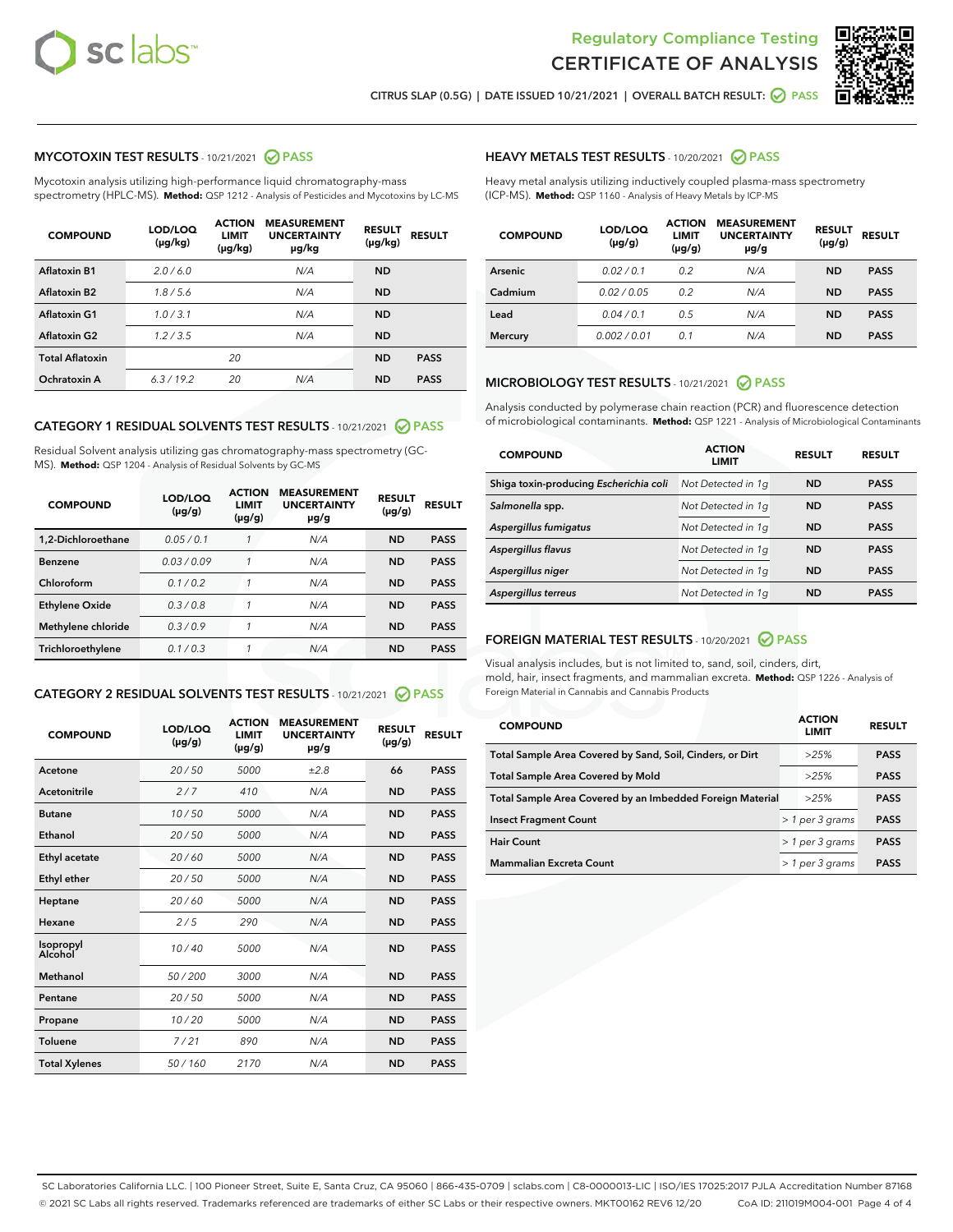Regulatory Compliance Testing

# CERTIFICATE OF ANALYSIS

CITRUS SLAP (0.5G) | DATE ISSUED 10/21/2021 | OVERALL BATCH RESULT: PASS

## MYCOTOXIN TEST RESULTS - 10/21/2021 PASS

Mycotoxin analysis utilizing high-performance liquid chromatography-mass spectrometry (HPLC-MS). **Method:** QSP 1212 - Analysis of Pesticides and Mycotoxins by LC-MS

| COMPOUND | LOD/LOQ (µg/kg) | ACTION LIMIT (µg/kg) | MEASUREMENT UNCERTAINTY µg/kg | RESULT (µg/kg) | RESULT |
|---|---|---|---|---|---|
| Aflatoxin B1 | 2.0 / 6.0 | | N/A | ND | |
| Aflatoxin B2 | 1.8 / 5.6 | | N/A | ND | |
| Aflatoxin G1 | 1.0 / 3.1 | | N/A | ND | |
| Aflatoxin G2 | 1.2 / 3.5 | | N/A | ND | |
| Total Aflatoxin | | 20 | | ND | PASS |
| Ochratoxin A | 6.3 / 19.2 | 20 | N/A | ND | PASS |

## CATEGORY 1 RESIDUAL SOLVENTS TEST RESULTS - 10/21/2021 PASS

Residual Solvent analysis utilizing gas chromatography-mass spectrometry (GC-MS). **Method:** QSP 1204 - Analysis of Residual Solvents by GC-MS

| COMPOUND | LOD/LOQ (µg/g) | ACTION LIMIT (µg/g) | MEASUREMENT UNCERTAINTY µg/g | RESULT (µg/g) | RESULT |
|---|---|---|---|---|---|
| 1,2-Dichloroethane | 0.05 / 0.1 | 1 | N/A | ND | PASS |
| Benzene | 0.03 / 0.09 | 1 | N/A | ND | PASS |
| Chloroform | 0.1 / 0.2 | 1 | N/A | ND | PASS |
| Ethylene Oxide | 0.3 / 0.8 | 1 | N/A | ND | PASS |
| Methylene chloride | 0.3 / 0.9 | 1 | N/A | ND | PASS |
| Trichloroethylene | 0.1 / 0.3 | 1 | N/A | ND | PASS |

## CATEGORY 2 RESIDUAL SOLVENTS TEST RESULTS - 10/21/2021 PASS

| COMPOUND | LOD/LOQ (µg/g) | ACTION LIMIT (µg/g) | MEASUREMENT UNCERTAINTY µg/g | RESULT (µg/g) | RESULT |
|---|---|---|---|---|---|
| Acetone | 20 / 50 | 5000 | ±2.8 | 66 | PASS |
| Acetonitrile | 2 / 7 | 410 | N/A | ND | PASS |
| Butane | 10 / 50 | 5000 | N/A | ND | PASS |
| Ethanol | 20 / 50 | 5000 | N/A | ND | PASS |
| Ethyl acetate | 20 / 60 | 5000 | N/A | ND | PASS |
| Ethyl ether | 20 / 50 | 5000 | N/A | ND | PASS |
| Heptane | 20 / 60 | 5000 | N/A | ND | PASS |
| Hexane | 2 / 5 | 290 | N/A | ND | PASS |
| Isopropyl Alcohol | 10 / 40 | 5000 | N/A | ND | PASS |
| Methanol | 50 / 200 | 3000 | N/A | ND | PASS |
| Pentane | 20 / 50 | 5000 | N/A | ND | PASS |
| Propane | 10 / 20 | 5000 | N/A | ND | PASS |
| Toluene | 7 / 21 | 890 | N/A | ND | PASS |
| Total Xylenes | 50 / 160 | 2170 | N/A | ND | PASS |

## HEAVY METALS TEST RESULTS - 10/20/2021 PASS

Heavy metal analysis utilizing inductively coupled plasma-mass spectrometry (ICP-MS). **Method:** QSP 1160 - Analysis of Heavy Metals by ICP-MS

| COMPOUND | LOD/LOQ (µg/g) | ACTION LIMIT (µg/g) | MEASUREMENT UNCERTAINTY µg/g | RESULT (µg/g) | RESULT |
|---|---|---|---|---|---|
| Arsenic | 0.02 / 0.1 | 0.2 | N/A | ND | PASS |
| Cadmium | 0.02 / 0.05 | 0.2 | N/A | ND | PASS |
| Lead | 0.04 / 0.1 | 0.5 | N/A | ND | PASS |
| Mercury | 0.002 / 0.01 | 0.1 | N/A | ND | PASS |

## MICROBIOLOGY TEST RESULTS - 10/21/2021 PASS

Analysis conducted by polymerase chain reaction (PCR) and fluorescence detection of microbiological contaminants. **Method:** QSP 1221 - Analysis of Microbiological Contaminants

| COMPOUND | ACTION LIMIT | RESULT | RESULT |
|---|---|---|---|
| Shiga toxin-producing *Escherichia coli* | Not Detected in 1g | ND | PASS |
| *Salmonella* spp. | Not Detected in 1g | ND | PASS |
| *Aspergillus fumigatus* | Not Detected in 1g | ND | PASS |
| *Aspergillus flavus* | Not Detected in 1g | ND | PASS |
| *Aspergillus niger* | Not Detected in 1g | ND | PASS |
| *Aspergillus terreus* | Not Detected in 1g | ND | PASS |

## FOREIGN MATERIAL TEST RESULTS - 10/20/2021 PASS

Visual analysis includes, but is not limited to, sand, soil, cinders, dirt, mold, hair, insect fragments, and mammalian excreta. **Method:** QSP 1226 - Analysis of Foreign Material in Cannabis and Cannabis Products

| COMPOUND | ACTION LIMIT | RESULT |
|---|---|---|
| Total Sample Area Covered by Sand, Soil, Cinders, or Dirt | >25% | PASS |
| Total Sample Area Covered by Mold | >25% | PASS |
| Total Sample Area Covered by an Imbedded Foreign Material | >25% | PASS |
| Insect Fragment Count | > 1 per 3 grams | PASS |
| Hair Count | > 1 per 3 grams | PASS |
| Mammalian Excreta Count | > 1 per 3 grams | PASS |

SC Laboratories California LLC. | 100 Pioneer Street, Suite E, Santa Cruz, CA 95060 | 866-435-0709 | sclabs.com | C8-0000013-LIC | ISO/IES 17025:2017 PJLA Accreditation Number 87168
© 2021 SC Labs all rights reserved. Trademarks referenced are trademarks of either SC Labs or their respective owners. MKT00162 REV6 12/20 CoA ID: 211019M004-001